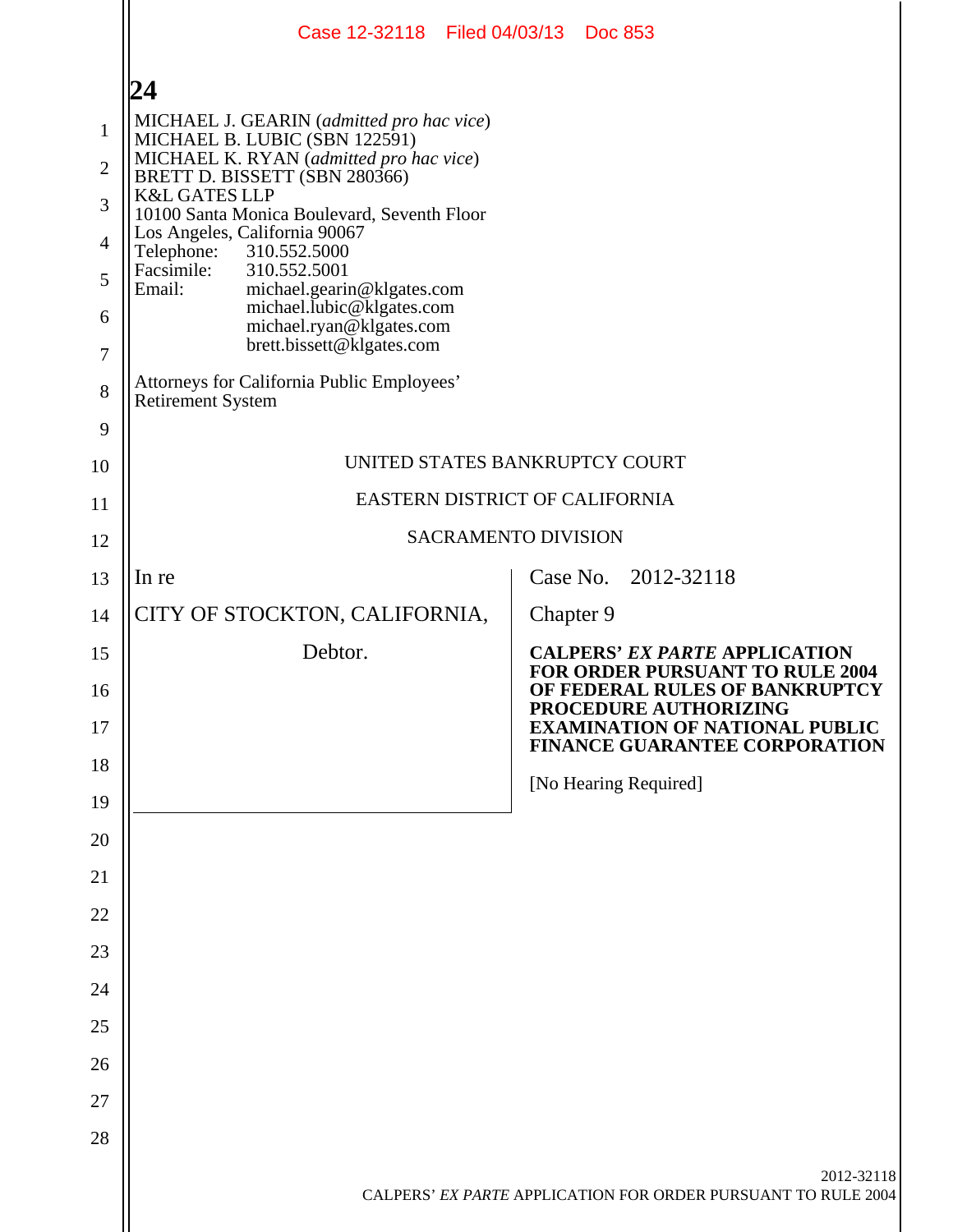MICHAEL J. GEARIN (*admitted pro hac vice*)
MICHAEL B. LUBIC (SBN 122591)
MICHAEL K. RYAN (*admitted pro hac vice*)
BRETT D. BISSETT (SBN 280366)
K&L GATES LLP
10100 Santa Monica Boulevard, Seventh Floor
Los Angeles, California 90067
Telephone: 310.552.5000
Facsimile: 310.552.5001
Email: michael.gearin@klgates.com
michael.lubic@klgates.com
michael.ryan@klgates.com
brett.bissett@klgates.com

Attorneys for California Public Employees' Retirement System

UNITED STATES BANKRUPTCY COURT

EASTERN DISTRICT OF CALIFORNIA

SACRAMENTO DIVISION

In re

CITY OF STOCKTON, CALIFORNIA,

Debtor.

Case No. 2012-32118

Chapter 9

**CALPERS' *EX PARTE* APPLICATION FOR ORDER PURSUANT TO RULE 2004 OF FEDERAL RULES OF BANKRUPTCY PROCEDURE AUTHORIZING EXAMINATION OF NATIONAL PUBLIC FINANCE GUARANTEE CORPORATION**

[No Hearing Required]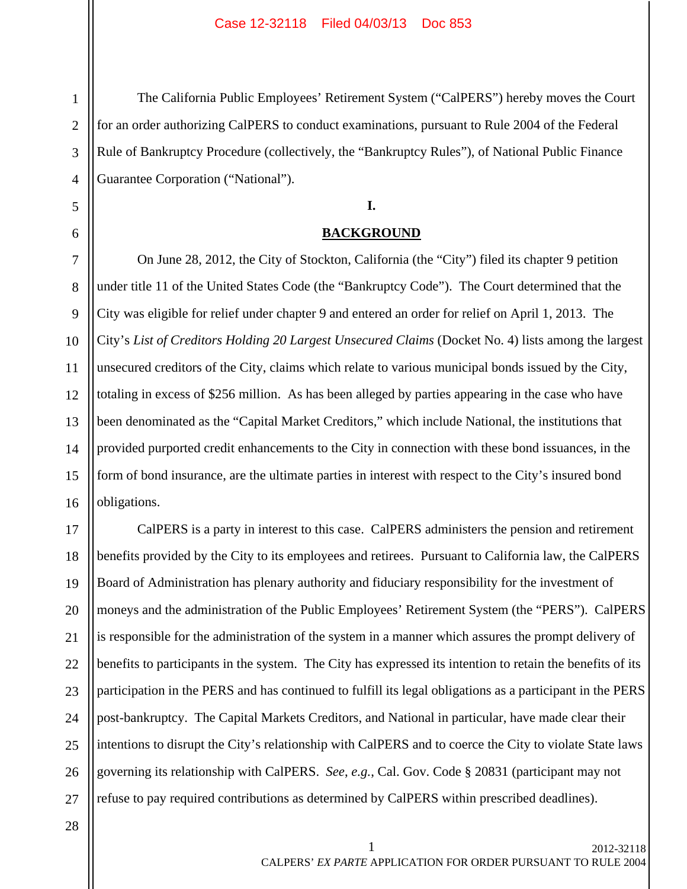The California Public Employees' Retirement System ("CalPERS") hereby moves the Court for an order authorizing CalPERS to conduct examinations, pursuant to Rule 2004 of the Federal Rule of Bankruptcy Procedure (collectively, the "Bankruptcy Rules"), of National Public Finance Guarantee Corporation ("National").

## I.

## BACKGROUND

On June 28, 2012, the City of Stockton, California (the "City") filed its chapter 9 petition under title 11 of the United States Code (the "Bankruptcy Code"). The Court determined that the City was eligible for relief under chapter 9 and entered an order for relief on April 1, 2013. The City's *List of Creditors Holding 20 Largest Unsecured Claims* (Docket No. 4) lists among the largest unsecured creditors of the City, claims which relate to various municipal bonds issued by the City, totaling in excess of $256 million. As has been alleged by parties appearing in the case who have been denominated as the "Capital Market Creditors," which include National, the institutions that provided purported credit enhancements to the City in connection with these bond issuances, in the form of bond insurance, are the ultimate parties in interest with respect to the City's insured bond obligations.

CalPERS is a party in interest to this case. CalPERS administers the pension and retirement benefits provided by the City to its employees and retirees. Pursuant to California law, the CalPERS Board of Administration has plenary authority and fiduciary responsibility for the investment of moneys and the administration of the Public Employees' Retirement System (the "PERS"). CalPERS is responsible for the administration of the system in a manner which assures the prompt delivery of benefits to participants in the system. The City has expressed its intention to retain the benefits of its participation in the PERS and has continued to fulfill its legal obligations as a participant in the PERS post-bankruptcy. The Capital Markets Creditors, and National in particular, have made clear their intentions to disrupt the City's relationship with CalPERS and to coerce the City to violate State laws governing its relationship with CalPERS. *See*, *e.g.*, Cal. Gov. Code § 20831 (participant may not refuse to pay required contributions as determined by CalPERS within prescribed deadlines).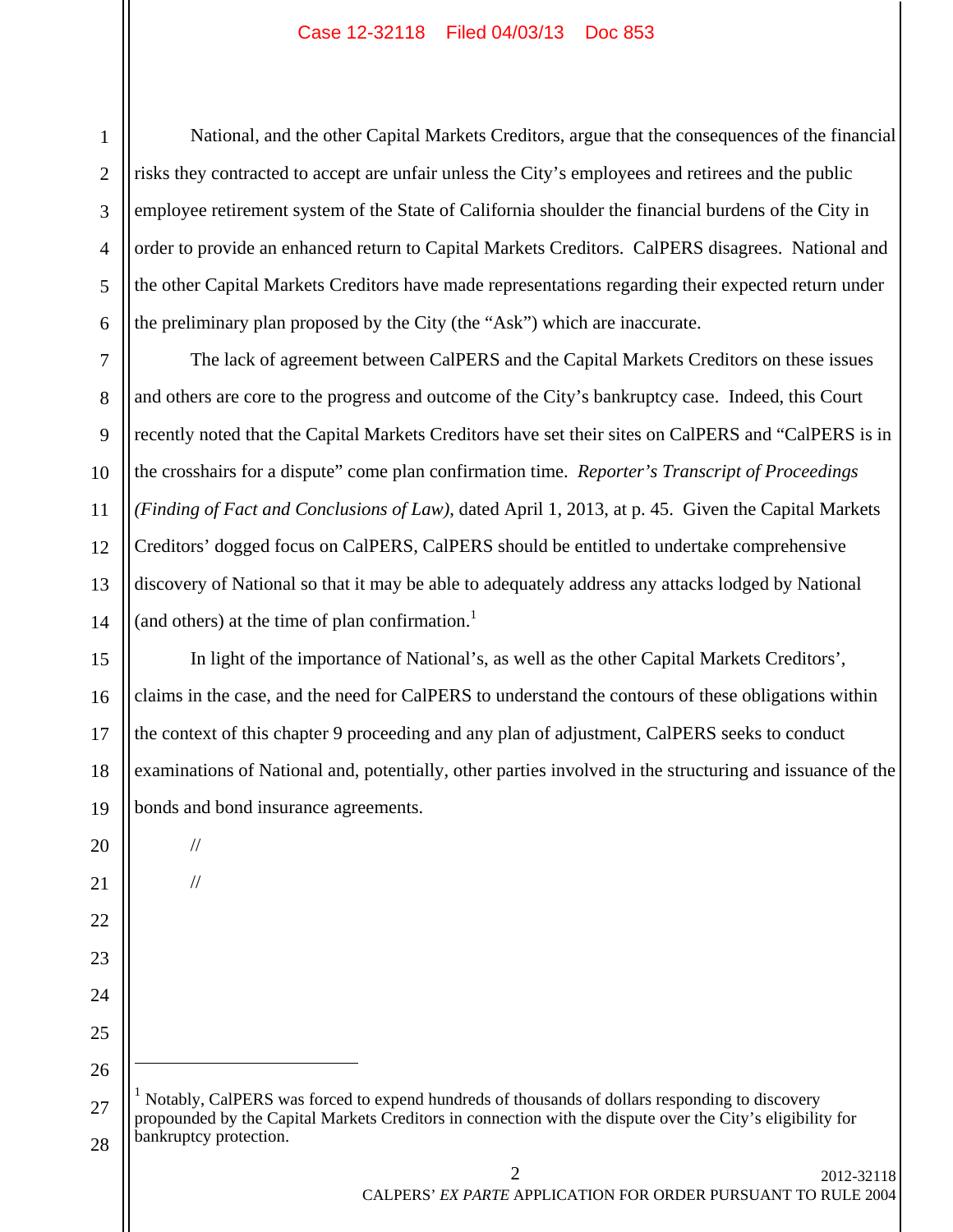National, and the other Capital Markets Creditors, argue that the consequences of the financial risks they contracted to accept are unfair unless the City's employees and retirees and the public employee retirement system of the State of California shoulder the financial burdens of the City in order to provide an enhanced return to Capital Markets Creditors. CalPERS disagrees. National and the other Capital Markets Creditors have made representations regarding their expected return under the preliminary plan proposed by the City (the "Ask") which are inaccurate.

The lack of agreement between CalPERS and the Capital Markets Creditors on these issues and others are core to the progress and outcome of the City's bankruptcy case. Indeed, this Court recently noted that the Capital Markets Creditors have set their sites on CalPERS and "CalPERS is in the crosshairs for a dispute" come plan confirmation time. *Reporter's Transcript of Proceedings (Finding of Fact and Conclusions of Law)*, dated April 1, 2013, at p. 45. Given the Capital Markets Creditors' dogged focus on CalPERS, CalPERS should be entitled to undertake comprehensive discovery of National so that it may be able to adequately address any attacks lodged by National (and others) at the time of plan confirmation.[1]

In light of the importance of National's, as well as the other Capital Markets Creditors', claims in the case, and the need for CalPERS to understand the contours of these obligations within the context of this chapter 9 proceeding and any plan of adjustment, CalPERS seeks to conduct examinations of National and, potentially, other parties involved in the structuring and issuance of the bonds and bond insurance agreements.

//

//

[1] Notably, CalPERS was forced to expend hundreds of thousands of dollars responding to discovery propounded by the Capital Markets Creditors in connection with the dispute over the City's eligibility for bankruptcy protection.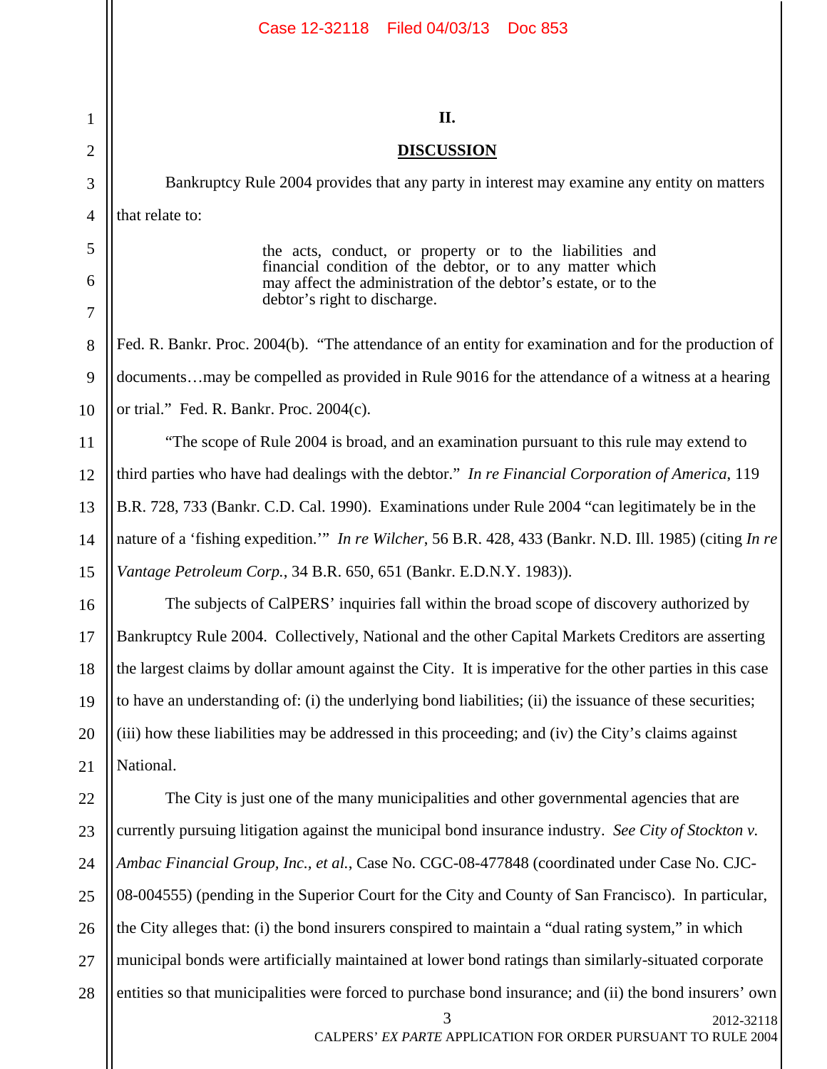## II.

## DISCUSSION

Bankruptcy Rule 2004 provides that any party in interest may examine any entity on matters that relate to:

> the acts, conduct, or property or to the liabilities and financial condition of the debtor, or to any matter which may affect the administration of the debtor's estate, or to the debtor's right to discharge.

Fed. R. Bankr. Proc. 2004(b). "The attendance of an entity for examination and for the production of documents…may be compelled as provided in Rule 9016 for the attendance of a witness at a hearing or trial." Fed. R. Bankr. Proc. 2004(c).

"The scope of Rule 2004 is broad, and an examination pursuant to this rule may extend to third parties who have had dealings with the debtor." *In re Financial Corporation of America,* 119 B.R. 728, 733 (Bankr. C.D. Cal. 1990). Examinations under Rule 2004 "can legitimately be in the nature of a 'fishing expedition.'" *In re Wilcher*, 56 B.R. 428, 433 (Bankr. N.D. Ill. 1985) (citing *In re Vantage Petroleum Corp.*, 34 B.R. 650, 651 (Bankr. E.D.N.Y. 1983)).

The subjects of CalPERS' inquiries fall within the broad scope of discovery authorized by Bankruptcy Rule 2004. Collectively, National and the other Capital Markets Creditors are asserting the largest claims by dollar amount against the City. It is imperative for the other parties in this case to have an understanding of: (i) the underlying bond liabilities; (ii) the issuance of these securities; (iii) how these liabilities may be addressed in this proceeding; and (iv) the City's claims against National.

The City is just one of the many municipalities and other governmental agencies that are currently pursuing litigation against the municipal bond insurance industry. *See City of Stockton v. Ambac Financial Group, Inc., et al.*, Case No. CGC-08-477848 (coordinated under Case No. CJC-08-004555) (pending in the Superior Court for the City and County of San Francisco). In particular, the City alleges that: (i) the bond insurers conspired to maintain a "dual rating system," in which municipal bonds were artificially maintained at lower bond ratings than similarly-situated corporate entities so that municipalities were forced to purchase bond insurance; and (ii) the bond insurers' own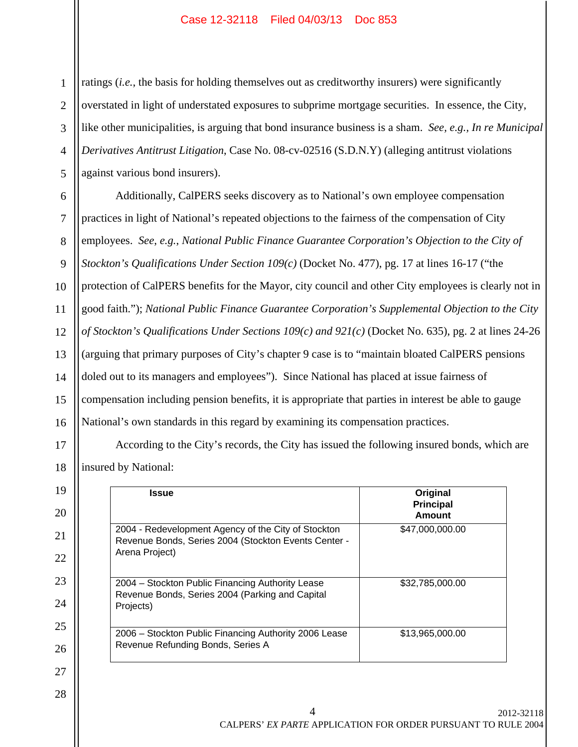ratings (*i.e.*, the basis for holding themselves out as creditworthy insurers) were significantly overstated in light of understated exposures to subprime mortgage securities. In essence, the City, like other municipalities, is arguing that bond insurance business is a sham. *See, e.g.*, *In re Municipal Derivatives Antitrust Litigation*, Case No. 08-cv-02516 (S.D.N.Y) (alleging antitrust violations against various bond insurers).

Additionally, CalPERS seeks discovery as to National's own employee compensation practices in light of National's repeated objections to the fairness of the compensation of City employees. *See, e.g.*, *National Public Finance Guarantee Corporation's Objection to the City of Stockton's Qualifications Under Section 109(c)* (Docket No. 477), pg. 17 at lines 16-17 ("the protection of CalPERS benefits for the Mayor, city council and other City employees is clearly not in good faith."); *National Public Finance Guarantee Corporation's Supplemental Objection to the City of Stockton's Qualifications Under Sections 109(c) and 921(c)* (Docket No. 635), pg. 2 at lines 24-26 (arguing that primary purposes of City's chapter 9 case is to "maintain bloated CalPERS pensions doled out to its managers and employees"). Since National has placed at issue fairness of compensation including pension benefits, it is appropriate that parties in interest be able to gauge National's own standards in this regard by examining its compensation practices.

According to the City's records, the City has issued the following insured bonds, which are insured by National:

| Issue | Original Principal Amount |
|---|---|
| 2004 - Redevelopment Agency of the City of Stockton Revenue Bonds, Series 2004 (Stockton Events Center - Arena Project) | $47,000,000.00 |
| 2004 – Stockton Public Financing Authority Lease Revenue Bonds, Series 2004 (Parking and Capital Projects) | $32,785,000.00 |
| 2006 – Stockton Public Financing Authority 2006 Lease Revenue Refunding Bonds, Series A | $13,965,000.00 |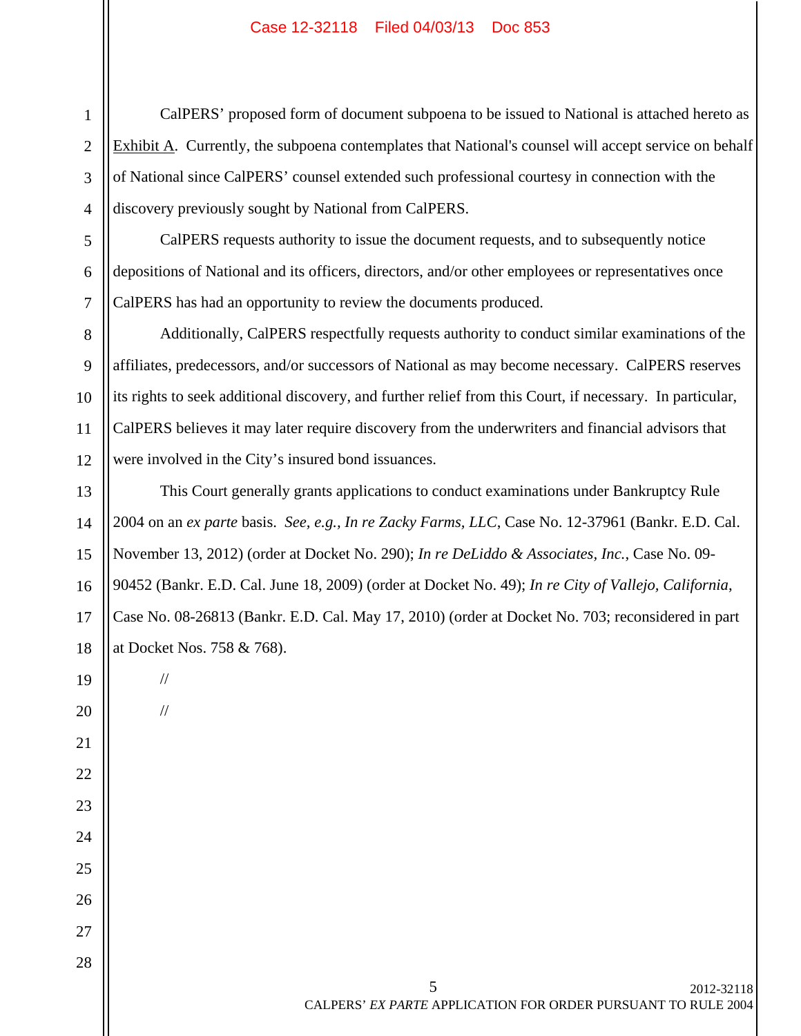CalPERS' proposed form of document subpoena to be issued to National is attached hereto as Exhibit A. Currently, the subpoena contemplates that National's counsel will accept service on behalf of National since CalPERS' counsel extended such professional courtesy in connection with the discovery previously sought by National from CalPERS.

CalPERS requests authority to issue the document requests, and to subsequently notice depositions of National and its officers, directors, and/or other employees or representatives once CalPERS has had an opportunity to review the documents produced.

Additionally, CalPERS respectfully requests authority to conduct similar examinations of the affiliates, predecessors, and/or successors of National as may become necessary. CalPERS reserves its rights to seek additional discovery, and further relief from this Court, if necessary. In particular, CalPERS believes it may later require discovery from the underwriters and financial advisors that were involved in the City's insured bond issuances.

This Court generally grants applications to conduct examinations under Bankruptcy Rule 2004 on an *ex parte* basis. *See, e.g.*, *In re Zacky Farms, LLC*, Case No. 12-37961 (Bankr. E.D. Cal. November 13, 2012) (order at Docket No. 290); *In re DeLiddo & Associates, Inc.*, Case No. 09-90452 (Bankr. E.D. Cal. June 18, 2009) (order at Docket No. 49); *In re City of Vallejo, California*, Case No. 08-26813 (Bankr. E.D. Cal. May 17, 2010) (order at Docket No. 703; reconsidered in part at Docket Nos. 758 & 768).

//

//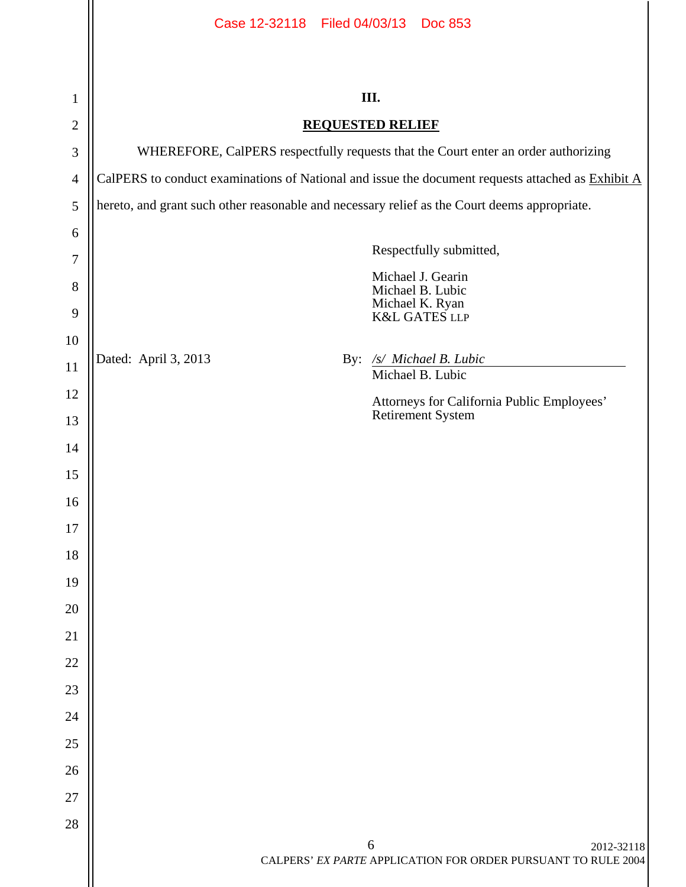## III.

## REQUESTED RELIEF

WHEREFORE, CalPERS respectfully requests that the Court enter an order authorizing CalPERS to conduct examinations of National and issue the document requests attached as Exhibit A hereto, and grant such other reasonable and necessary relief as the Court deems appropriate.

Respectfully submitted,

Michael J. Gearin
Michael B. Lubic
Michael K. Ryan
K&L GATES LLP

Dated: April 3, 2013

By: */s/ Michael B. Lubic*
Michael B. Lubic

Attorneys for California Public Employees' Retirement System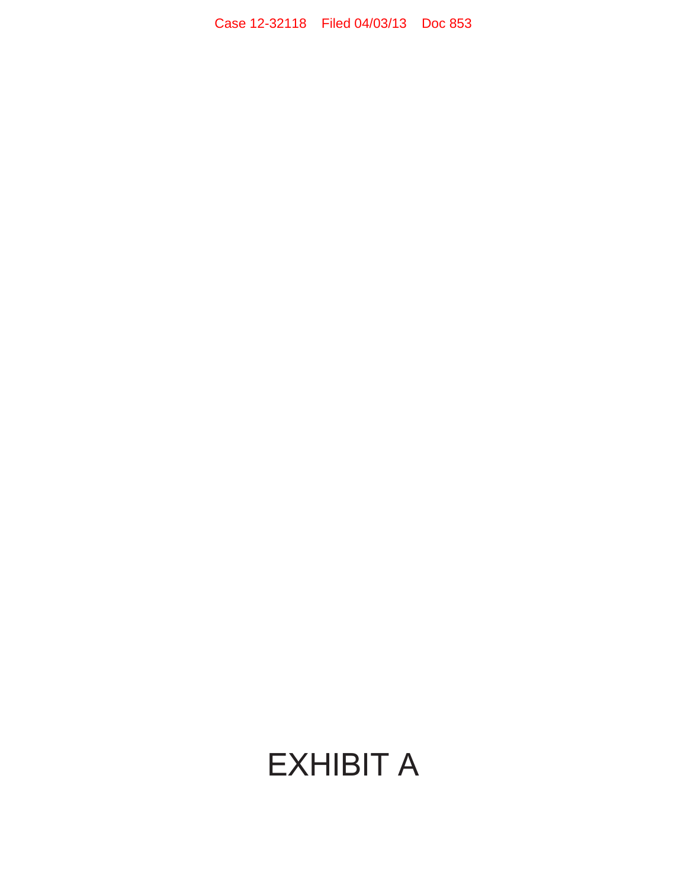# EXHIBIT A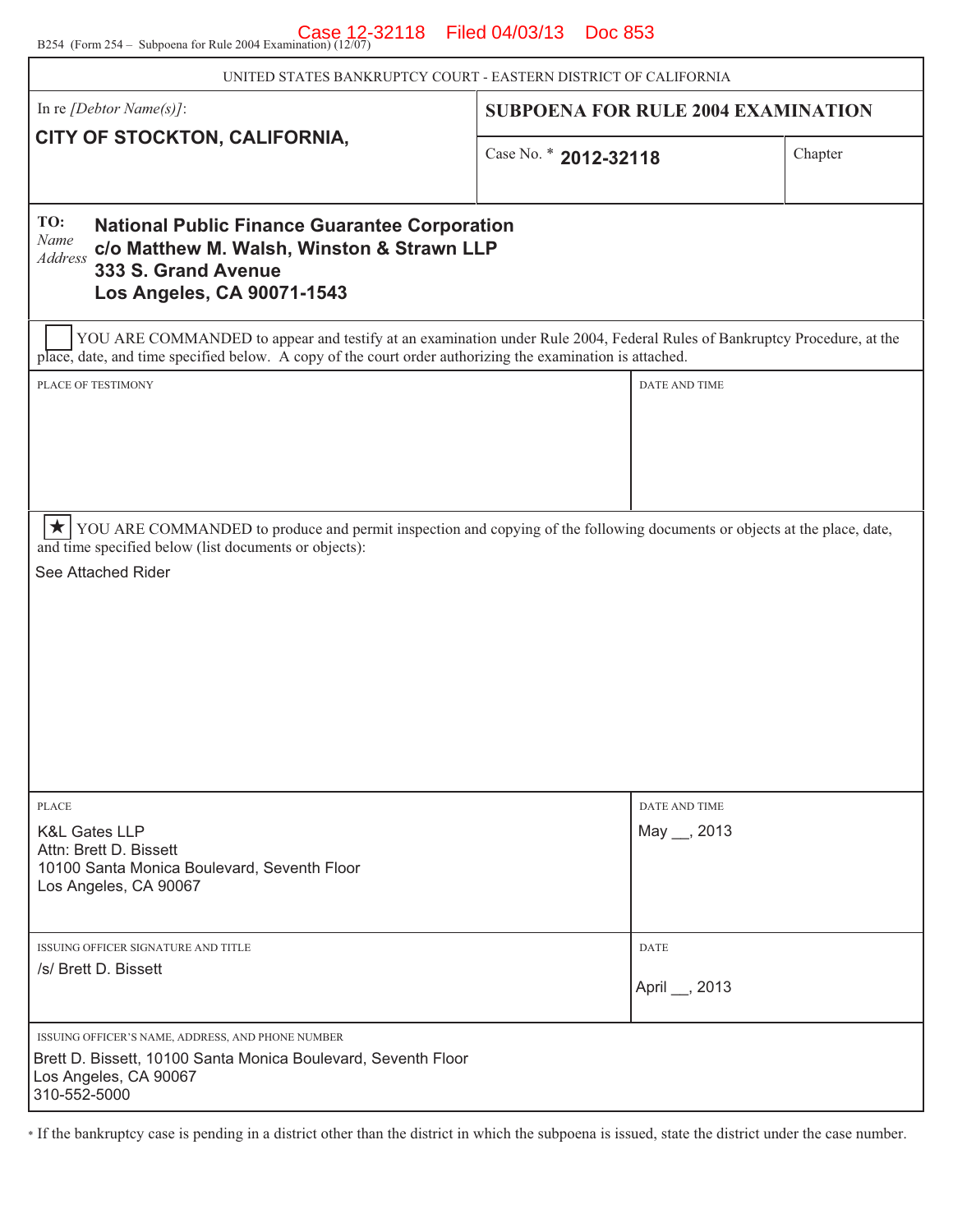B254 (Form 254 – Subpoena for Rule 2004 Examination) (12/07)

UNITED STATES BANKRUPTCY COURT - EASTERN DISTRICT OF CALIFORNIA

| In re *[Debtor Name(s)]*: | SUBPOENA FOR RULE 2004 EXAMINATION | |
|---|---|---|
| **CITY OF STOCKTON, CALIFORNIA,** | Case No. * **2012-32118** | Chapter |

TO: *Name Address*
**National Public Finance Guarantee Corporation**
**c/o Matthew M. Walsh, Winston & Strawn LLP**
**333 S. Grand Avenue**
**Los Angeles, CA 90071-1543**

☐ YOU ARE COMMANDED to appear and testify at an examination under Rule 2004, Federal Rules of Bankruptcy Procedure, at the place, date, and time specified below. A copy of the court order authorizing the examination is attached.

| PLACE OF TESTIMONY | DATE AND TIME |
|---|---|
| | |

★ YOU ARE COMMANDED to produce and permit inspection and copying of the following documents or objects at the place, date, and time specified below (list documents or objects):

See Attached Rider

| PLACE | DATE AND TIME |
|---|---|
| K&L Gates LLP<br>Attn: Brett D. Bissett<br>10100 Santa Monica Boulevard, Seventh Floor<br>Los Angeles, CA 90067 | May __, 2013 |

| ISSUING OFFICER SIGNATURE AND TITLE | DATE |
|---|---|
| /s/ Brett D. Bissett | April __, 2013 |

ISSUING OFFICER'S NAME, ADDRESS, AND PHONE NUMBER
Brett D. Bissett, 10100 Santa Monica Boulevard, Seventh Floor
Los Angeles, CA 90067
310-552-5000

* If the bankruptcy case is pending in a district other than the district in which the subpoena is issued, state the district under the case number.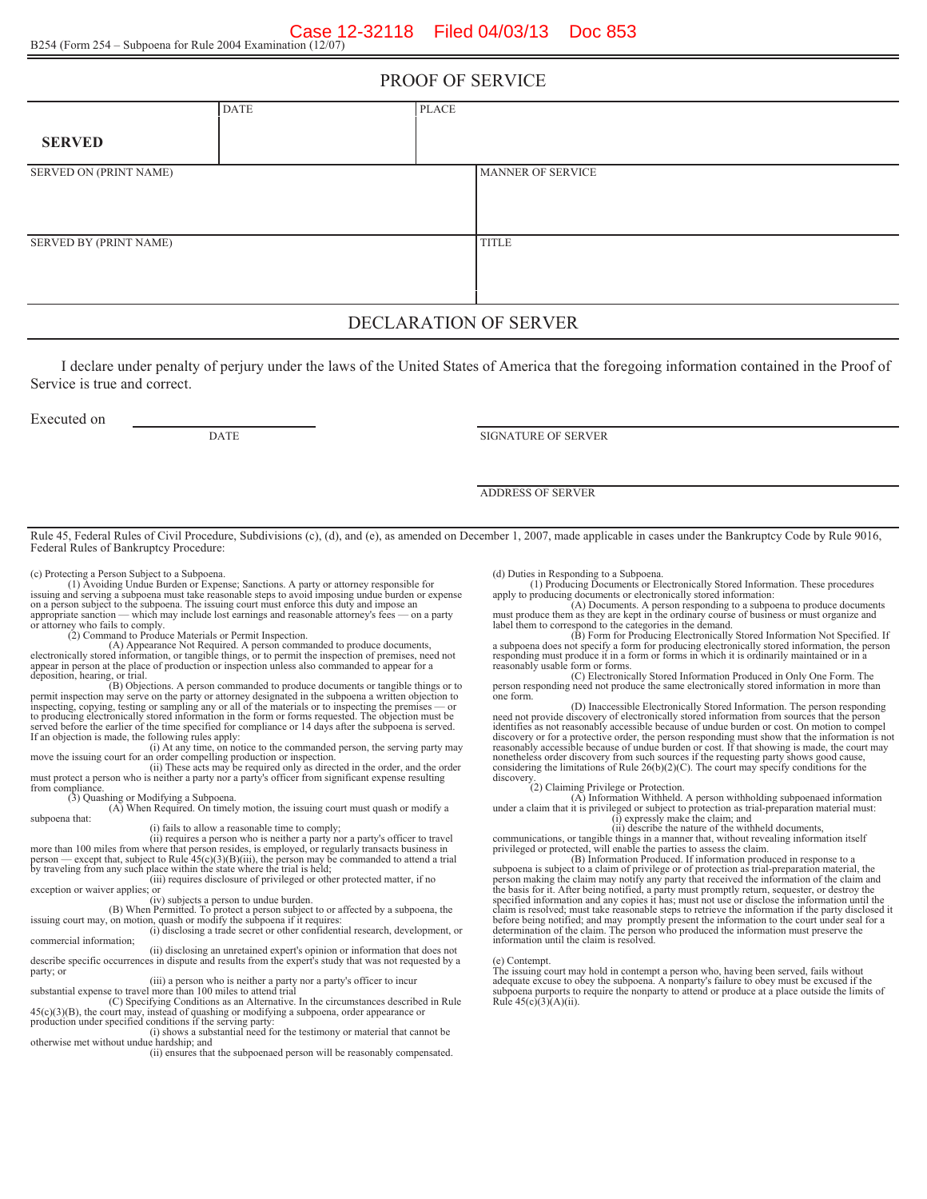B254 (Form 254 – Subpoena for Rule 2004 Examination (12/07)

## PROOF OF SERVICE

| | DATE | PLACE |
|---|---|---|
| **SERVED** | | |

| SERVED ON (PRINT NAME) | MANNER OF SERVICE |
|---|---|
| | |
| **SERVED BY (PRINT NAME)** | **TITLE** |
| | |

## DECLARATION OF SERVER

I declare under penalty of perjury under the laws of the United States of America that the foregoing information contained in the Proof of Service is true and correct.

Executed on \_\_\_\_\_\_\_\_\_\_\_\_\_\_\_\_\_\_\_\_\_\_\_\_
DATE

\_\_\_\_\_\_\_\_\_\_\_\_\_\_\_\_\_\_\_\_\_\_\_\_
SIGNATURE OF SERVER

\_\_\_\_\_\_\_\_\_\_\_\_\_\_\_\_\_\_\_\_\_\_\_\_
ADDRESS OF SERVER

Rule 45, Federal Rules of Civil Procedure, Subdivisions (c), (d), and (e), as amended on December 1, 2007, made applicable in cases under the Bankruptcy Code by Rule 9016, Federal Rules of Bankruptcy Procedure:

(c) Protecting a Person Subject to a Subpoena.

(1) Avoiding Undue Burden or Expense; Sanctions. A party or attorney responsible for issuing and serving a subpoena must take reasonable steps to avoid imposing undue burden or expense on a person subject to the subpoena. The issuing court must enforce this duty and impose an appropriate sanction — which may include lost earnings and reasonable attorney's fees — on a party or attorney who fails to comply.

(2) Command to Produce Materials or Permit Inspection.

(A) Appearance Not Required. A person commanded to produce documents, electronically stored information, or tangible things, or to permit the inspection of premises, need not appear in person at the place of production or inspection unless also commanded to appear for a deposition, hearing, or trial.

(B) Objections. A person commanded to produce documents or tangible things or to permit inspection may serve on the party or attorney designated in the subpoena a written objection to inspecting, copying, testing or sampling any or all of the materials or to inspecting the premises — or to producing electronically stored information in the form or forms requested. The objection must be served before the earlier of the time specified for compliance or 14 days after the subpoena is served. If an objection is made, the following rules apply:

(i) At any time, on notice to the commanded person, the serving party may move the issuing court for an order compelling production or inspection.

(ii) These acts may be required only as directed in the order, and the order must protect a person who is neither a party nor a party's officer from significant expense resulting from compliance.

(3) Quashing or Modifying a Subpoena.

(A) When Required. On timely motion, the issuing court must quash or modify a subpoena that:

(i) fails to allow a reasonable time to comply;

(ii) requires a person who is neither a party nor a party's officer to travel more than 100 miles from where that person resides, is employed, or regularly transacts business in person — except that, subject to Rule 45(c)(3)(B)(iii), the person may be commanded to attend a trial by traveling from any such place within the state where the trial is held;

(iii) requires disclosure of privileged or other protected matter, if no exception or waiver applies; or

(iv) subjects a person to undue burden.

(B) When Permitted. To protect a person subject to or affected by a subpoena, the issuing court may, on motion, quash or modify the subpoena if it requires:

(i) disclosing a trade secret or other confidential research, development, or commercial information;

(ii) disclosing an unretained expert's opinion or information that does not describe specific occurrences in dispute and results from the expert's study that was not requested by a party; or

(iii) a person who is neither a party nor a party's officer to incur substantial expense to travel more than 100 miles to attend trial

(C) Specifying Conditions as an Alternative. In the circumstances described in Rule 45(c)(3)(B), the court may, instead of quashing or modifying a subpoena, order appearance or production under specified conditions if the serving party:

(i) shows a substantial need for the testimony or material that cannot be otherwise met without undue hardship; and

(ii) ensures that the subpoenaed person will be reasonably compensated.

(d) Duties in Responding to a Subpoena.

(1) Producing Documents or Electronically Stored Information. These procedures apply to producing documents or electronically stored information:

(A) Documents. A person responding to a subpoena to produce documents must produce them as they are kept in the ordinary course of business or must organize and label them to correspond to the categories in the demand.

(B) Form for Producing Electronically Stored Information Not Specified. If a subpoena does not specify a form for producing electronically stored information, the person responding must produce it in a form or forms in which it is ordinarily maintained or in a reasonably usable form or forms.

(C) Electronically Stored Information Produced in Only One Form. The person responding need not produce the same electronically stored information in more than one form.

(D) Inaccessible Electronically Stored Information. The person responding need not provide discovery of electronically stored information from sources that the person identifies as not reasonably accessible because of undue burden or cost. On motion to compel discovery or for a protective order, the person responding must show that the information is not reasonably accessible because of undue burden or cost. If that showing is made, the court may nonetheless order discovery from such sources if the requesting party shows good cause, considering the limitations of Rule 26(b)(2)(C). The court may specify conditions for the discovery.

(2) Claiming Privilege or Protection.

(A) Information Withheld. A person withholding subpoenaed information under a claim that it is privileged or subject to protection as trial-preparation material must:

(i) expressly make the claim; and

(ii) describe the nature of the withheld documents, communications, or tangible things in a manner that, without revealing information itself privileged or protected, will enable the parties to assess the claim.

(B) Information Produced. If information produced in response to a subpoena is subject to a claim of privilege or of protection as trial-preparation material, the person making the claim may notify any party that received the information of the claim and the basis for it. After being notified, a party must promptly return, sequester, or destroy the specified information and any copies it has; must not use or disclose the information until the claim is resolved; must take reasonable steps to retrieve the information if the party disclosed it before being notified; and may promptly present the information to the court under seal for a determination of the claim. The person who produced the information must preserve the information until the claim is resolved.

(e) Contempt.

The issuing court may hold in contempt a person who, having been served, fails without adequate excuse to obey the subpoena. A nonparty's failure to obey must be excused if the subpoena purports to require the nonparty to attend or produce at a place outside the limits of Rule 45(c)(3)(A)(ii).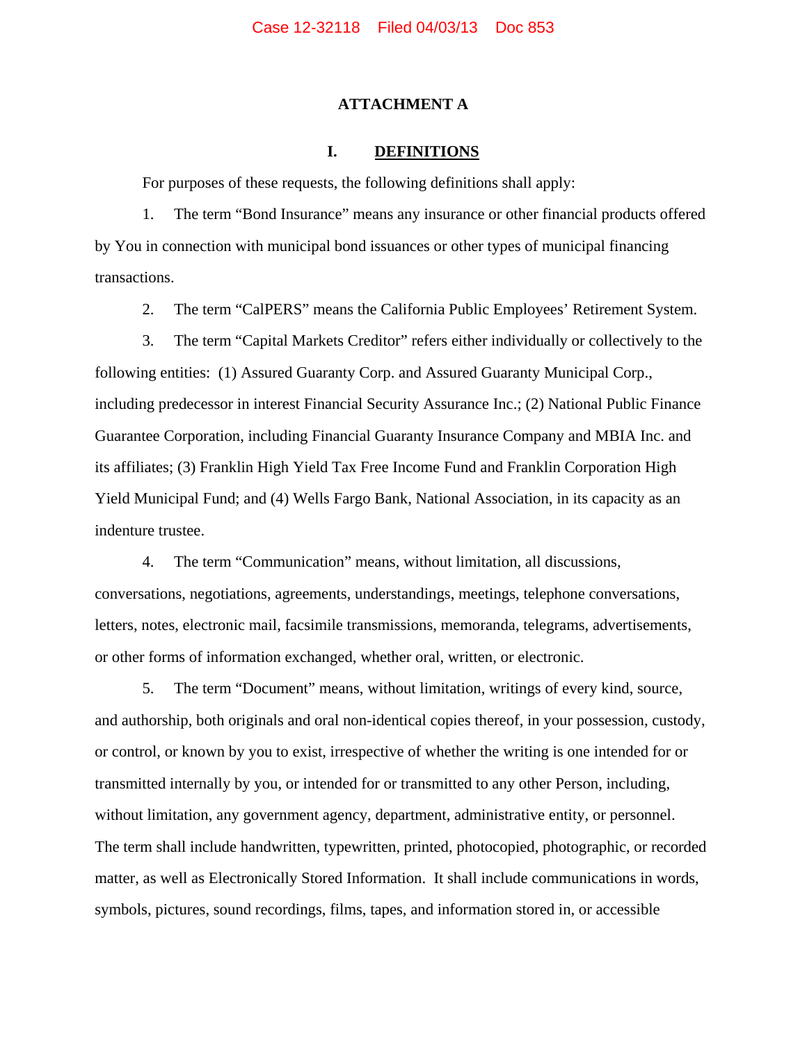# ATTACHMENT A

## I. DEFINITIONS

For purposes of these requests, the following definitions shall apply:

1. The term "Bond Insurance" means any insurance or other financial products offered by You in connection with municipal bond issuances or other types of municipal financing transactions.

2. The term "CalPERS" means the California Public Employees' Retirement System.

3. The term "Capital Markets Creditor" refers either individually or collectively to the following entities: (1) Assured Guaranty Corp. and Assured Guaranty Municipal Corp., including predecessor in interest Financial Security Assurance Inc.; (2) National Public Finance Guarantee Corporation, including Financial Guaranty Insurance Company and MBIA Inc. and its affiliates; (3) Franklin High Yield Tax Free Income Fund and Franklin Corporation High Yield Municipal Fund; and (4) Wells Fargo Bank, National Association, in its capacity as an indenture trustee.

4. The term "Communication" means, without limitation, all discussions, conversations, negotiations, agreements, understandings, meetings, telephone conversations, letters, notes, electronic mail, facsimile transmissions, memoranda, telegrams, advertisements, or other forms of information exchanged, whether oral, written, or electronic.

5. The term "Document" means, without limitation, writings of every kind, source, and authorship, both originals and oral non-identical copies thereof, in your possession, custody, or control, or known by you to exist, irrespective of whether the writing is one intended for or transmitted internally by you, or intended for or transmitted to any other Person, including, without limitation, any government agency, department, administrative entity, or personnel. The term shall include handwritten, typewritten, printed, photocopied, photographic, or recorded matter, as well as Electronically Stored Information. It shall include communications in words, symbols, pictures, sound recordings, films, tapes, and information stored in, or accessible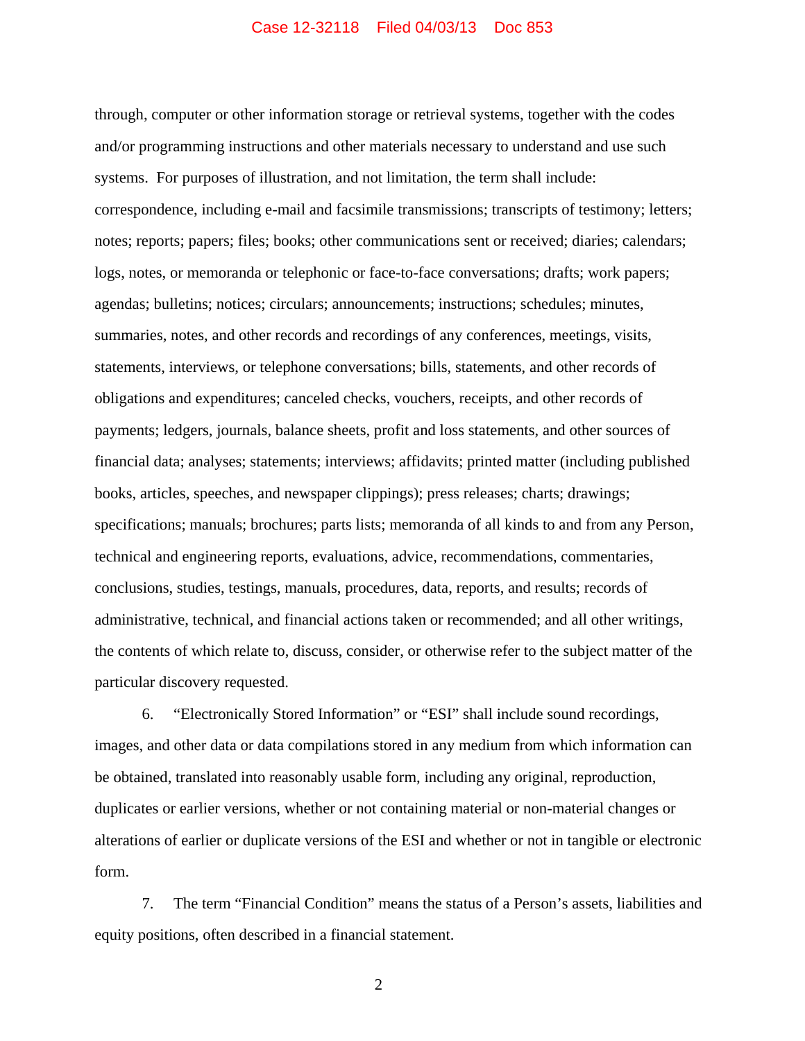through, computer or other information storage or retrieval systems, together with the codes and/or programming instructions and other materials necessary to understand and use such systems. For purposes of illustration, and not limitation, the term shall include: correspondence, including e-mail and facsimile transmissions; transcripts of testimony; letters; notes; reports; papers; files; books; other communications sent or received; diaries; calendars; logs, notes, or memoranda or telephonic or face-to-face conversations; drafts; work papers; agendas; bulletins; notices; circulars; announcements; instructions; schedules; minutes, summaries, notes, and other records and recordings of any conferences, meetings, visits, statements, interviews, or telephone conversations; bills, statements, and other records of obligations and expenditures; canceled checks, vouchers, receipts, and other records of payments; ledgers, journals, balance sheets, profit and loss statements, and other sources of financial data; analyses; statements; interviews; affidavits; printed matter (including published books, articles, speeches, and newspaper clippings); press releases; charts; drawings; specifications; manuals; brochures; parts lists; memoranda of all kinds to and from any Person, technical and engineering reports, evaluations, advice, recommendations, commentaries, conclusions, studies, testings, manuals, procedures, data, reports, and results; records of administrative, technical, and financial actions taken or recommended; and all other writings, the contents of which relate to, discuss, consider, or otherwise refer to the subject matter of the particular discovery requested.

6. "Electronically Stored Information" or "ESI" shall include sound recordings, images, and other data or data compilations stored in any medium from which information can be obtained, translated into reasonably usable form, including any original, reproduction, duplicates or earlier versions, whether or not containing material or non-material changes or alterations of earlier or duplicate versions of the ESI and whether or not in tangible or electronic form.

7. The term "Financial Condition" means the status of a Person's assets, liabilities and equity positions, often described in a financial statement.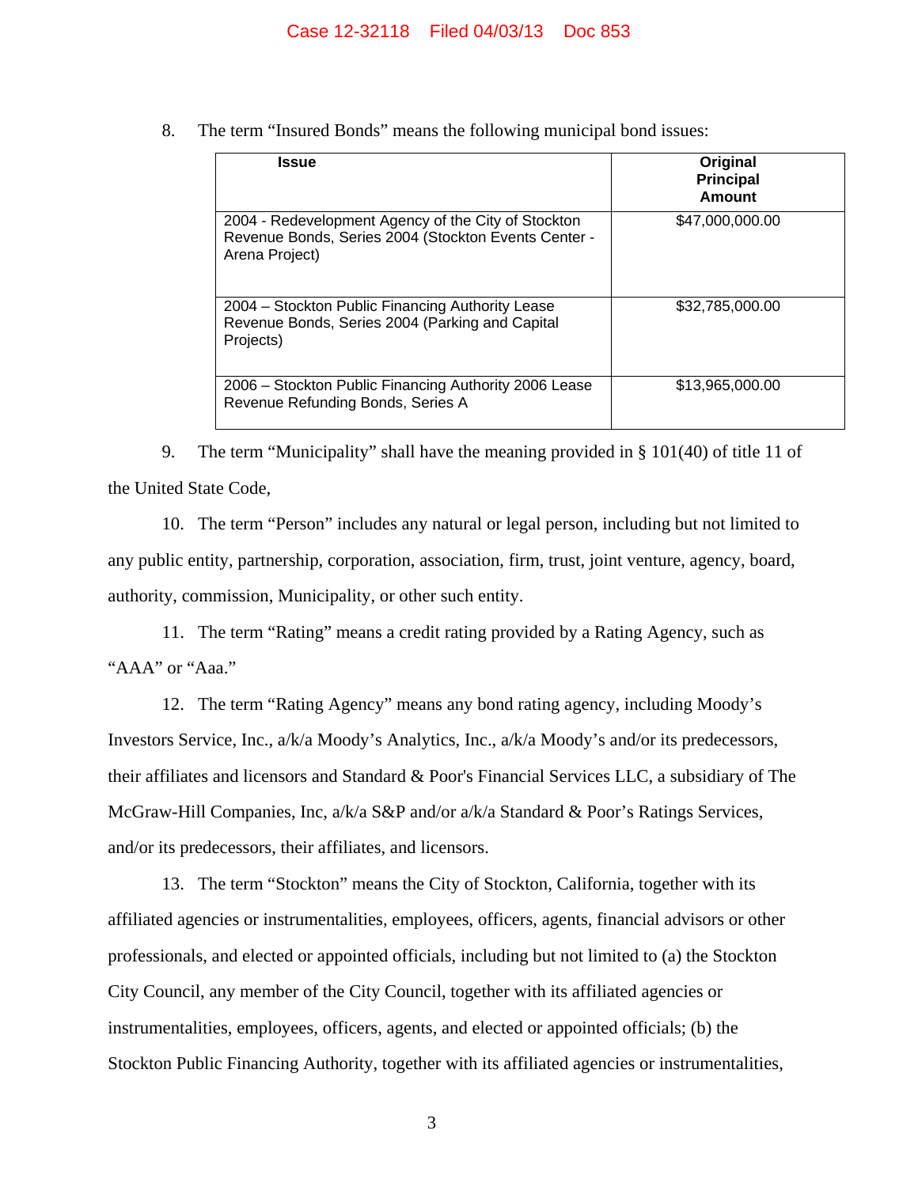8. The term "Insured Bonds" means the following municipal bond issues:

| Issue | Original Principal Amount |
|---|---|
| 2004 - Redevelopment Agency of the City of Stockton Revenue Bonds, Series 2004 (Stockton Events Center - Arena Project) | $47,000,000.00 |
| 2004 – Stockton Public Financing Authority Lease Revenue Bonds, Series 2004 (Parking and Capital Projects) | $32,785,000.00 |
| 2006 – Stockton Public Financing Authority 2006 Lease Revenue Refunding Bonds, Series A | $13,965,000.00 |

9. The term "Municipality" shall have the meaning provided in § 101(40) of title 11 of the United State Code,

10. The term "Person" includes any natural or legal person, including but not limited to any public entity, partnership, corporation, association, firm, trust, joint venture, agency, board, authority, commission, Municipality, or other such entity.

11. The term "Rating" means a credit rating provided by a Rating Agency, such as "AAA" or "Aaa."

12. The term "Rating Agency" means any bond rating agency, including Moody's Investors Service, Inc., a/k/a Moody's Analytics, Inc., a/k/a Moody's and/or its predecessors, their affiliates and licensors and Standard & Poor's Financial Services LLC, a subsidiary of The McGraw-Hill Companies, Inc, a/k/a S&P and/or a/k/a Standard & Poor's Ratings Services, and/or its predecessors, their affiliates, and licensors.

13. The term "Stockton" means the City of Stockton, California, together with its affiliated agencies or instrumentalities, employees, officers, agents, financial advisors or other professionals, and elected or appointed officials, including but not limited to (a) the Stockton City Council, any member of the City Council, together with its affiliated agencies or instrumentalities, employees, officers, agents, and elected or appointed officials; (b) the Stockton Public Financing Authority, together with its affiliated agencies or instrumentalities,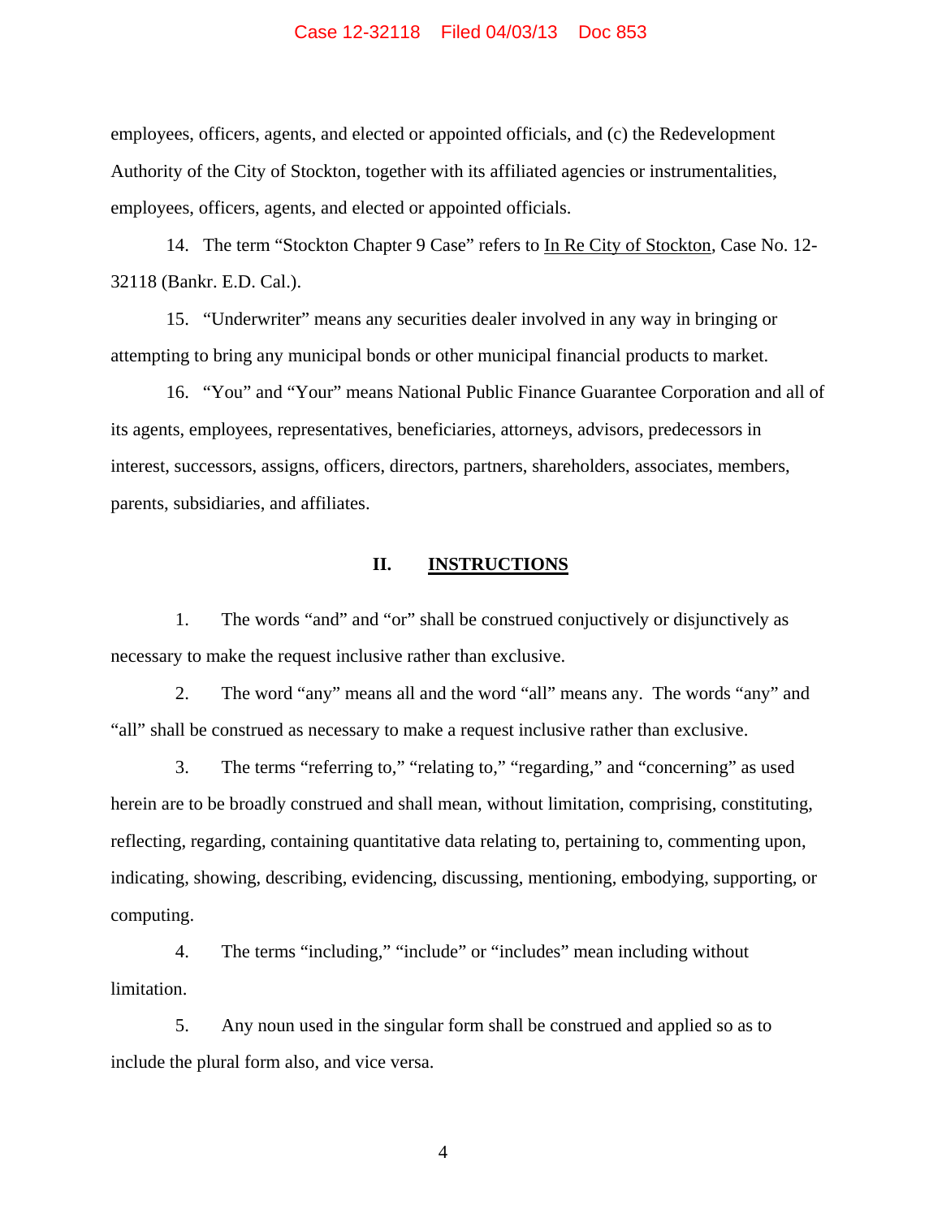employees, officers, agents, and elected or appointed officials, and (c) the Redevelopment Authority of the City of Stockton, together with its affiliated agencies or instrumentalities, employees, officers, agents, and elected or appointed officials.

14. The term "Stockton Chapter 9 Case" refers to In Re City of Stockton, Case No. 12-32118 (Bankr. E.D. Cal.).

15. "Underwriter" means any securities dealer involved in any way in bringing or attempting to bring any municipal bonds or other municipal financial products to market.

16. "You" and "Your" means National Public Finance Guarantee Corporation and all of its agents, employees, representatives, beneficiaries, attorneys, advisors, predecessors in interest, successors, assigns, officers, directors, partners, shareholders, associates, members, parents, subsidiaries, and affiliates.

## II. INSTRUCTIONS

1. The words "and" and "or" shall be construed conjuctively or disjunctively as necessary to make the request inclusive rather than exclusive.

2. The word "any" means all and the word "all" means any. The words "any" and "all" shall be construed as necessary to make a request inclusive rather than exclusive.

3. The terms "referring to," "relating to," "regarding," and "concerning" as used herein are to be broadly construed and shall mean, without limitation, comprising, constituting, reflecting, regarding, containing quantitative data relating to, pertaining to, commenting upon, indicating, showing, describing, evidencing, discussing, mentioning, embodying, supporting, or computing.

4. The terms "including," "include" or "includes" mean including without limitation.

5. Any noun used in the singular form shall be construed and applied so as to include the plural form also, and vice versa.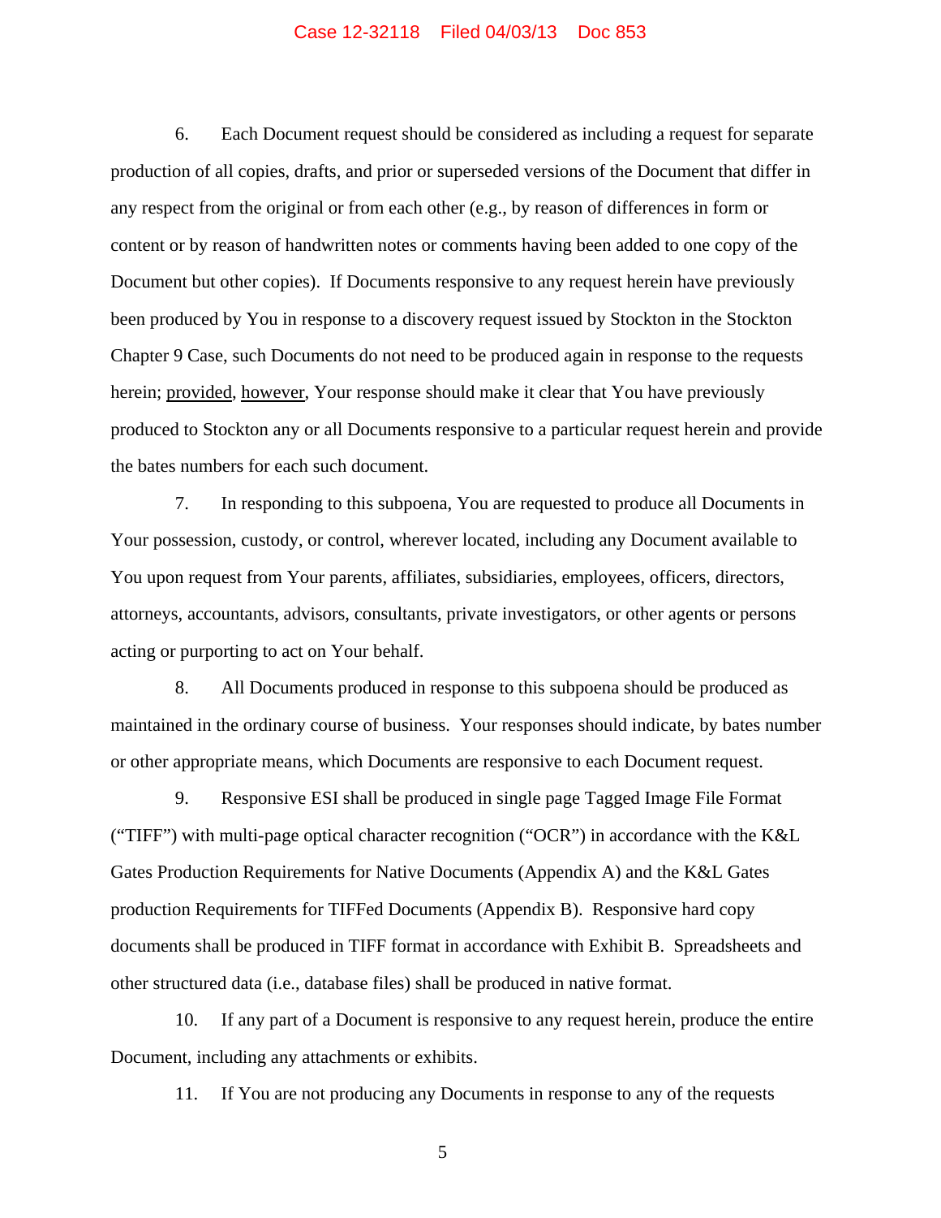6. Each Document request should be considered as including a request for separate production of all copies, drafts, and prior or superseded versions of the Document that differ in any respect from the original or from each other (e.g., by reason of differences in form or content or by reason of handwritten notes or comments having been added to one copy of the Document but other copies). If Documents responsive to any request herein have previously been produced by You in response to a discovery request issued by Stockton in the Stockton Chapter 9 Case, such Documents do not need to be produced again in response to the requests herein; provided, however, Your response should make it clear that You have previously produced to Stockton any or all Documents responsive to a particular request herein and provide the bates numbers for each such document.

7. In responding to this subpoena, You are requested to produce all Documents in Your possession, custody, or control, wherever located, including any Document available to You upon request from Your parents, affiliates, subsidiaries, employees, officers, directors, attorneys, accountants, advisors, consultants, private investigators, or other agents or persons acting or purporting to act on Your behalf.

8. All Documents produced in response to this subpoena should be produced as maintained in the ordinary course of business. Your responses should indicate, by bates number or other appropriate means, which Documents are responsive to each Document request.

9. Responsive ESI shall be produced in single page Tagged Image File Format ("TIFF") with multi-page optical character recognition ("OCR") in accordance with the K&L Gates Production Requirements for Native Documents (Appendix A) and the K&L Gates production Requirements for TIFFed Documents (Appendix B). Responsive hard copy documents shall be produced in TIFF format in accordance with Exhibit B. Spreadsheets and other structured data (i.e., database files) shall be produced in native format.

10. If any part of a Document is responsive to any request herein, produce the entire Document, including any attachments or exhibits.

11. If You are not producing any Documents in response to any of the requests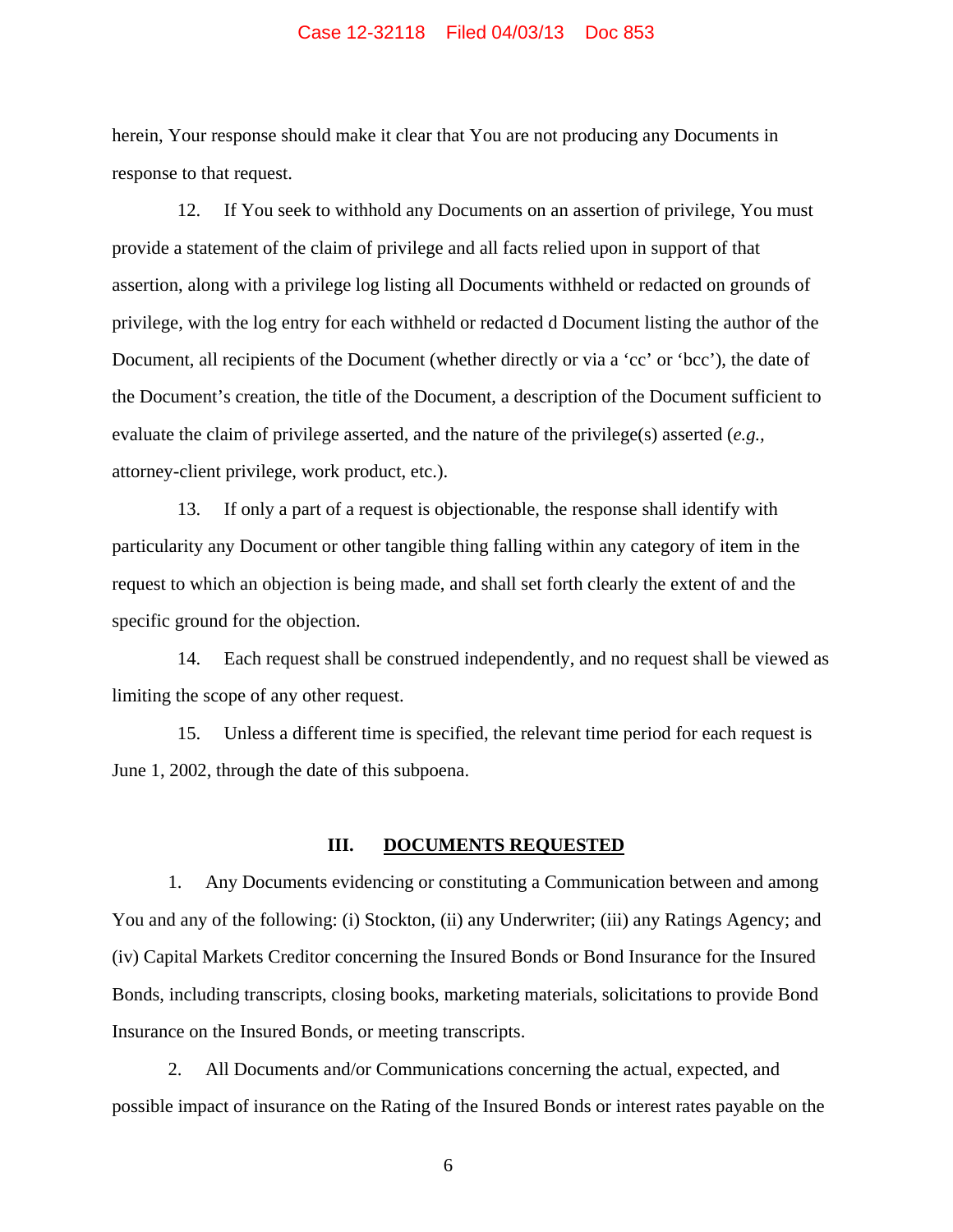herein, Your response should make it clear that You are not producing any Documents in response to that request.

12. If You seek to withhold any Documents on an assertion of privilege, You must provide a statement of the claim of privilege and all facts relied upon in support of that assertion, along with a privilege log listing all Documents withheld or redacted on grounds of privilege, with the log entry for each withheld or redacted d Document listing the author of the Document, all recipients of the Document (whether directly or via a 'cc' or 'bcc'), the date of the Document's creation, the title of the Document, a description of the Document sufficient to evaluate the claim of privilege asserted, and the nature of the privilege(s) asserted (*e.g.*, attorney-client privilege, work product, etc.).

13. If only a part of a request is objectionable, the response shall identify with particularity any Document or other tangible thing falling within any category of item in the request to which an objection is being made, and shall set forth clearly the extent of and the specific ground for the objection.

14. Each request shall be construed independently, and no request shall be viewed as limiting the scope of any other request.

15. Unless a different time is specified, the relevant time period for each request is June 1, 2002, through the date of this subpoena.

## III. DOCUMENTS REQUESTED

1. Any Documents evidencing or constituting a Communication between and among You and any of the following: (i) Stockton, (ii) any Underwriter; (iii) any Ratings Agency; and (iv) Capital Markets Creditor concerning the Insured Bonds or Bond Insurance for the Insured Bonds, including transcripts, closing books, marketing materials, solicitations to provide Bond Insurance on the Insured Bonds, or meeting transcripts.

2. All Documents and/or Communications concerning the actual, expected, and possible impact of insurance on the Rating of the Insured Bonds or interest rates payable on the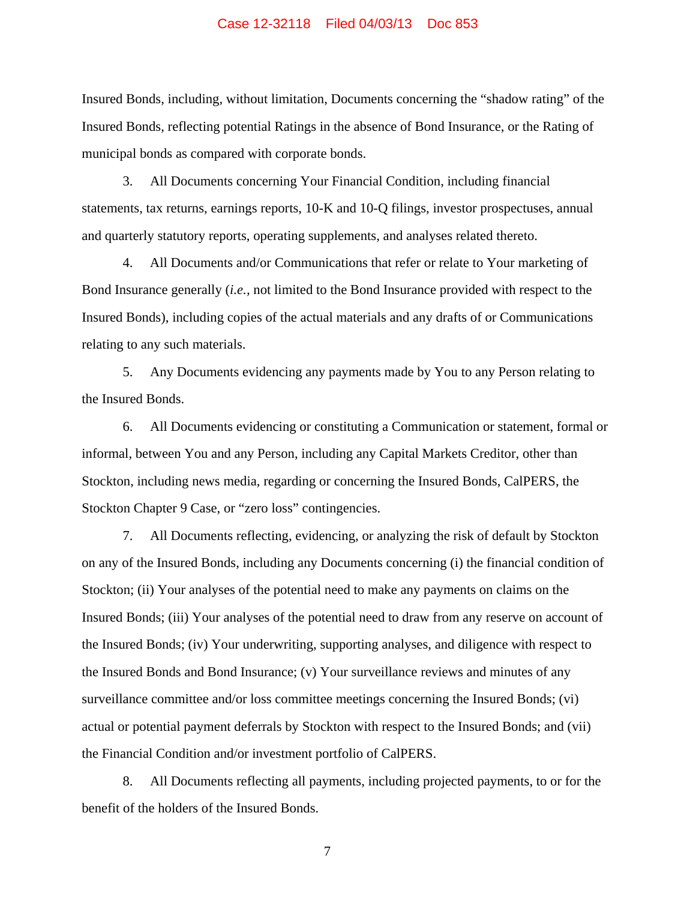Insured Bonds, including, without limitation, Documents concerning the "shadow rating" of the Insured Bonds, reflecting potential Ratings in the absence of Bond Insurance, or the Rating of municipal bonds as compared with corporate bonds.

3. All Documents concerning Your Financial Condition, including financial statements, tax returns, earnings reports, 10-K and 10-Q filings, investor prospectuses, annual and quarterly statutory reports, operating supplements, and analyses related thereto.

4. All Documents and/or Communications that refer or relate to Your marketing of Bond Insurance generally (*i.e.*, not limited to the Bond Insurance provided with respect to the Insured Bonds), including copies of the actual materials and any drafts of or Communications relating to any such materials.

5. Any Documents evidencing any payments made by You to any Person relating to the Insured Bonds.

6. All Documents evidencing or constituting a Communication or statement, formal or informal, between You and any Person, including any Capital Markets Creditor, other than Stockton, including news media, regarding or concerning the Insured Bonds, CalPERS, the Stockton Chapter 9 Case, or "zero loss" contingencies.

7. All Documents reflecting, evidencing, or analyzing the risk of default by Stockton on any of the Insured Bonds, including any Documents concerning (i) the financial condition of Stockton; (ii) Your analyses of the potential need to make any payments on claims on the Insured Bonds; (iii) Your analyses of the potential need to draw from any reserve on account of the Insured Bonds; (iv) Your underwriting, supporting analyses, and diligence with respect to the Insured Bonds and Bond Insurance; (v) Your surveillance reviews and minutes of any surveillance committee and/or loss committee meetings concerning the Insured Bonds; (vi) actual or potential payment deferrals by Stockton with respect to the Insured Bonds; and (vii) the Financial Condition and/or investment portfolio of CalPERS.

8. All Documents reflecting all payments, including projected payments, to or for the benefit of the holders of the Insured Bonds.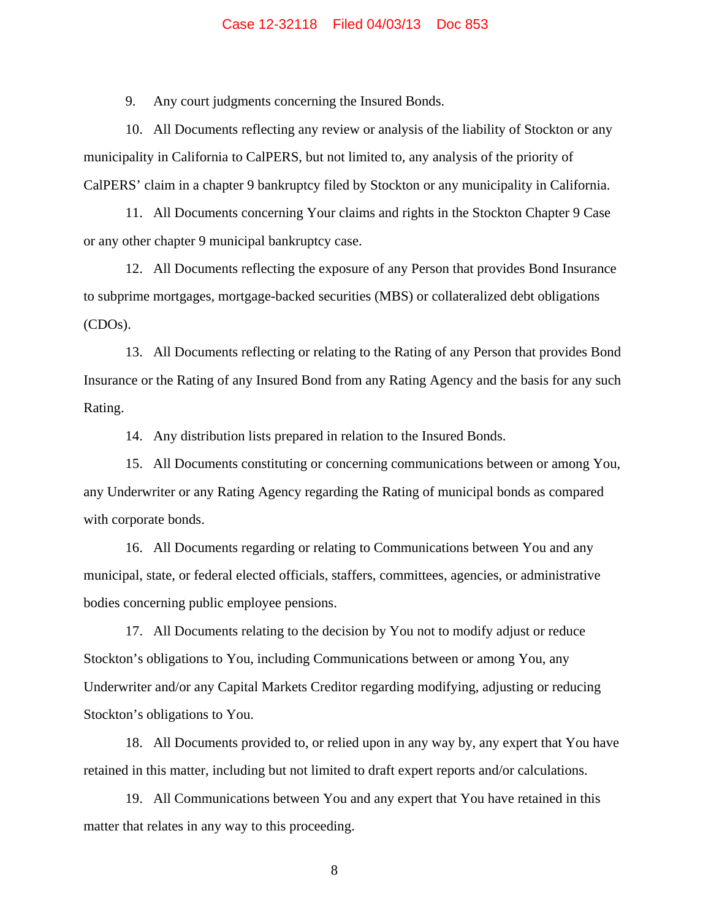9. Any court judgments concerning the Insured Bonds.

10. All Documents reflecting any review or analysis of the liability of Stockton or any municipality in California to CalPERS, but not limited to, any analysis of the priority of CalPERS' claim in a chapter 9 bankruptcy filed by Stockton or any municipality in California.

11. All Documents concerning Your claims and rights in the Stockton Chapter 9 Case or any other chapter 9 municipal bankruptcy case.

12. All Documents reflecting the exposure of any Person that provides Bond Insurance to subprime mortgages, mortgage-backed securities (MBS) or collateralized debt obligations (CDOs).

13. All Documents reflecting or relating to the Rating of any Person that provides Bond Insurance or the Rating of any Insured Bond from any Rating Agency and the basis for any such Rating.

14. Any distribution lists prepared in relation to the Insured Bonds.

15. All Documents constituting or concerning communications between or among You, any Underwriter or any Rating Agency regarding the Rating of municipal bonds as compared with corporate bonds.

16. All Documents regarding or relating to Communications between You and any municipal, state, or federal elected officials, staffers, committees, agencies, or administrative bodies concerning public employee pensions.

17. All Documents relating to the decision by You not to modify adjust or reduce Stockton's obligations to You, including Communications between or among You, any Underwriter and/or any Capital Markets Creditor regarding modifying, adjusting or reducing Stockton's obligations to You.

18. All Documents provided to, or relied upon in any way by, any expert that You have retained in this matter, including but not limited to draft expert reports and/or calculations.

19. All Communications between You and any expert that You have retained in this matter that relates in any way to this proceeding.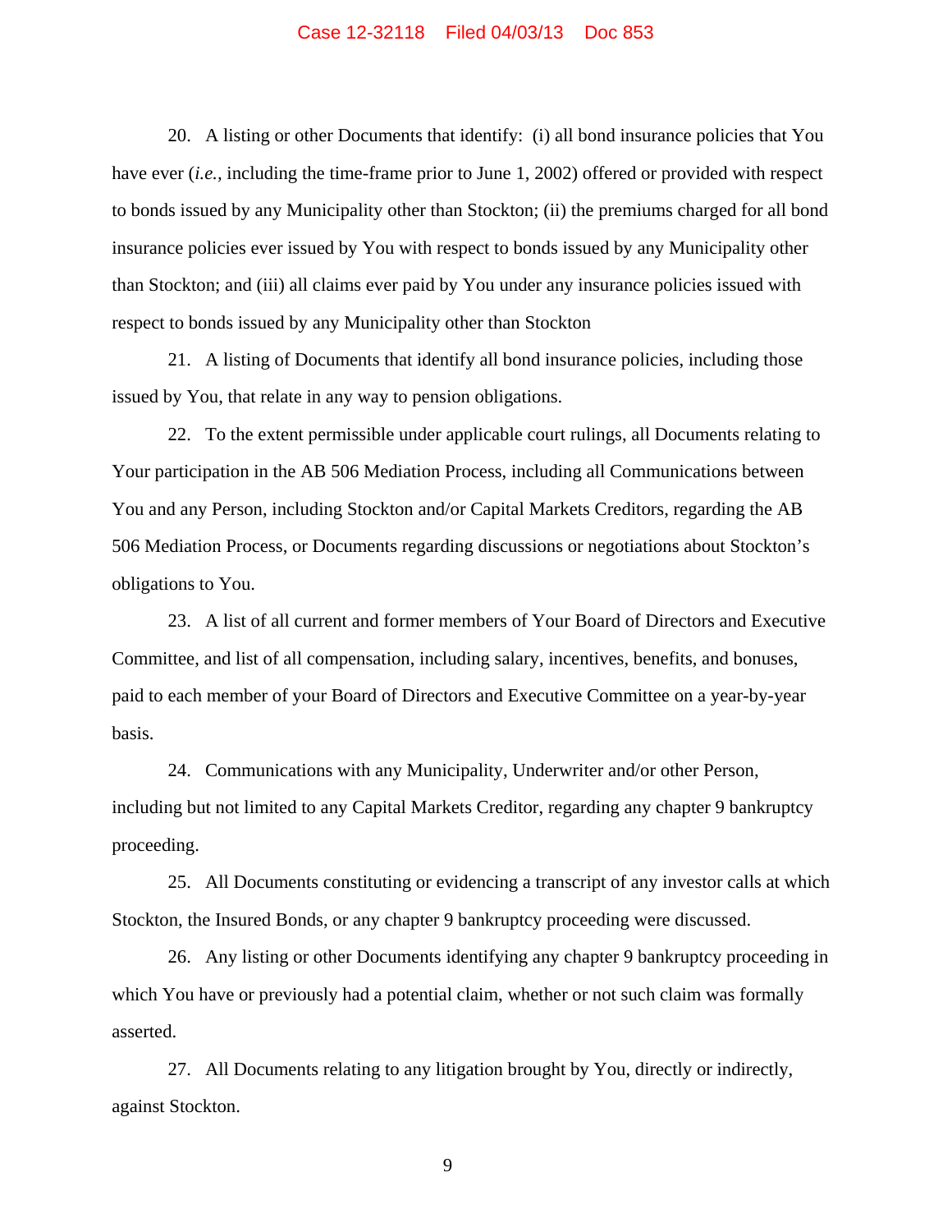20. A listing or other Documents that identify: (i) all bond insurance policies that You have ever (*i.e.,* including the time-frame prior to June 1, 2002) offered or provided with respect to bonds issued by any Municipality other than Stockton; (ii) the premiums charged for all bond insurance policies ever issued by You with respect to bonds issued by any Municipality other than Stockton; and (iii) all claims ever paid by You under any insurance policies issued with respect to bonds issued by any Municipality other than Stockton

21. A listing of Documents that identify all bond insurance policies, including those issued by You, that relate in any way to pension obligations.

22. To the extent permissible under applicable court rulings, all Documents relating to Your participation in the AB 506 Mediation Process, including all Communications between You and any Person, including Stockton and/or Capital Markets Creditors, regarding the AB 506 Mediation Process, or Documents regarding discussions or negotiations about Stockton's obligations to You.

23. A list of all current and former members of Your Board of Directors and Executive Committee, and list of all compensation, including salary, incentives, benefits, and bonuses, paid to each member of your Board of Directors and Executive Committee on a year-by-year basis.

24. Communications with any Municipality, Underwriter and/or other Person, including but not limited to any Capital Markets Creditor, regarding any chapter 9 bankruptcy proceeding.

25. All Documents constituting or evidencing a transcript of any investor calls at which Stockton, the Insured Bonds, or any chapter 9 bankruptcy proceeding were discussed.

26. Any listing or other Documents identifying any chapter 9 bankruptcy proceeding in which You have or previously had a potential claim, whether or not such claim was formally asserted.

27. All Documents relating to any litigation brought by You, directly or indirectly, against Stockton.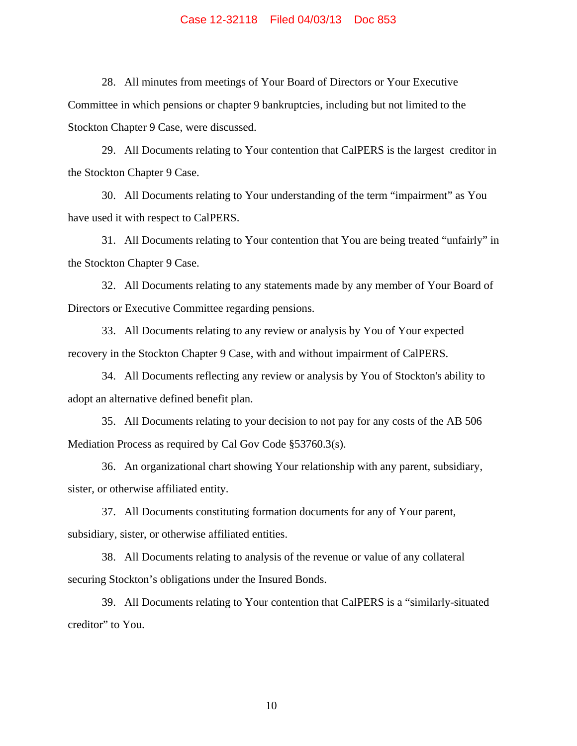28. All minutes from meetings of Your Board of Directors or Your Executive Committee in which pensions or chapter 9 bankruptcies, including but not limited to the Stockton Chapter 9 Case, were discussed.

29. All Documents relating to Your contention that CalPERS is the largest creditor in the Stockton Chapter 9 Case.

30. All Documents relating to Your understanding of the term "impairment" as You have used it with respect to CalPERS.

31. All Documents relating to Your contention that You are being treated "unfairly" in the Stockton Chapter 9 Case.

32. All Documents relating to any statements made by any member of Your Board of Directors or Executive Committee regarding pensions.

33. All Documents relating to any review or analysis by You of Your expected recovery in the Stockton Chapter 9 Case, with and without impairment of CalPERS.

34. All Documents reflecting any review or analysis by You of Stockton's ability to adopt an alternative defined benefit plan.

35. All Documents relating to your decision to not pay for any costs of the AB 506 Mediation Process as required by Cal Gov Code §53760.3(s).

36. An organizational chart showing Your relationship with any parent, subsidiary, sister, or otherwise affiliated entity.

37. All Documents constituting formation documents for any of Your parent, subsidiary, sister, or otherwise affiliated entities.

38. All Documents relating to analysis of the revenue or value of any collateral securing Stockton's obligations under the Insured Bonds.

39. All Documents relating to Your contention that CalPERS is a "similarly-situated creditor" to You.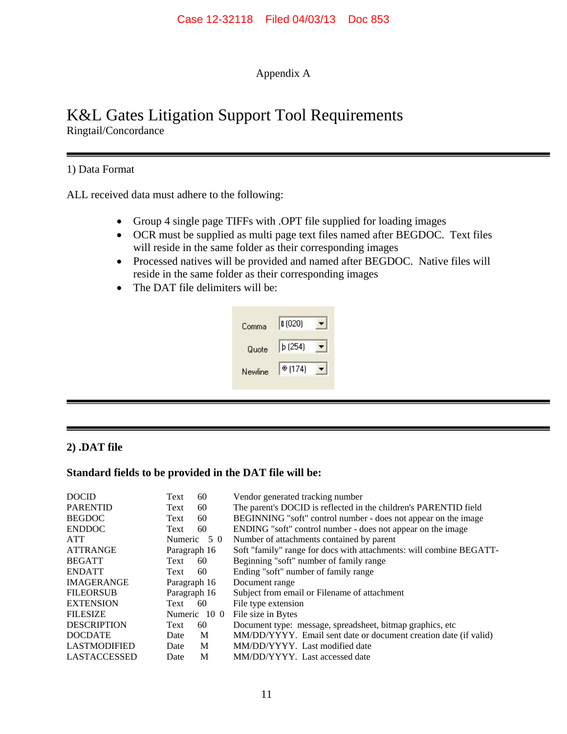Appendix A

# K&L Gates Litigation Support Tool Requirements

Ringtail/Concordance

---

## 1) Data Format

ALL received data must adhere to the following:

- Group 4 single page TIFFs with .OPT file supplied for loading images
- OCR must be supplied as multi page text files named after BEGDOC. Text files will reside in the same folder as their corresponding images
- Processed natives will be provided and named after BEGDOC. Native files will reside in the same folder as their corresponding images
- The DAT file delimiters will be:

| | |
|---|---|
| Comma | ¶ (020) |
| Quote | þ (254) |
| Newline | ® (174) |

---

## 2) .DAT file

**Standard fields to be provided in the DAT file will be:**

| Field | Type | Size | Description |
|---|---|---|---|
| DOCID | Text | 60 | Vendor generated tracking number |
| PARENTID | Text | 60 | The parent's DOCID is reflected in the children's PARENTID field |
| BEGDOC | Text | 60 | BEGINNING "soft" control number - does not appear on the image |
| ENDDOC | Text | 60 | ENDING "soft" control number - does not appear on the image |
| ATT | Numeric | 5 0 | Number of attachments contained by parent |
| ATTRANGE | Paragraph | 16 | Soft "family" range for docs with attachments: will combine BEGATT- |
| BEGATT | Text | 60 | Beginning "soft" number of family range |
| ENDATT | Text | 60 | Ending "soft" number of family range |
| IMAGERANGE | Paragraph | 16 | Document range |
| FILEORSUB | Paragraph | 16 | Subject from email or Filename of attachment |
| EXTENSION | Text | 60 | File type extension |
| FILESIZE | Numeric | 10 0 | File size in Bytes |
| DESCRIPTION | Text | 60 | Document type: message, spreadsheet, bitmap graphics, etc |
| DOCDATE | Date | M | MM/DD/YYYY. Email sent date or document creation date (if valid) |
| LASTMODIFIED | Date | M | MM/DD/YYYY. Last modified date |
| LASTACCESSED | Date | M | MM/DD/YYYY. Last accessed date |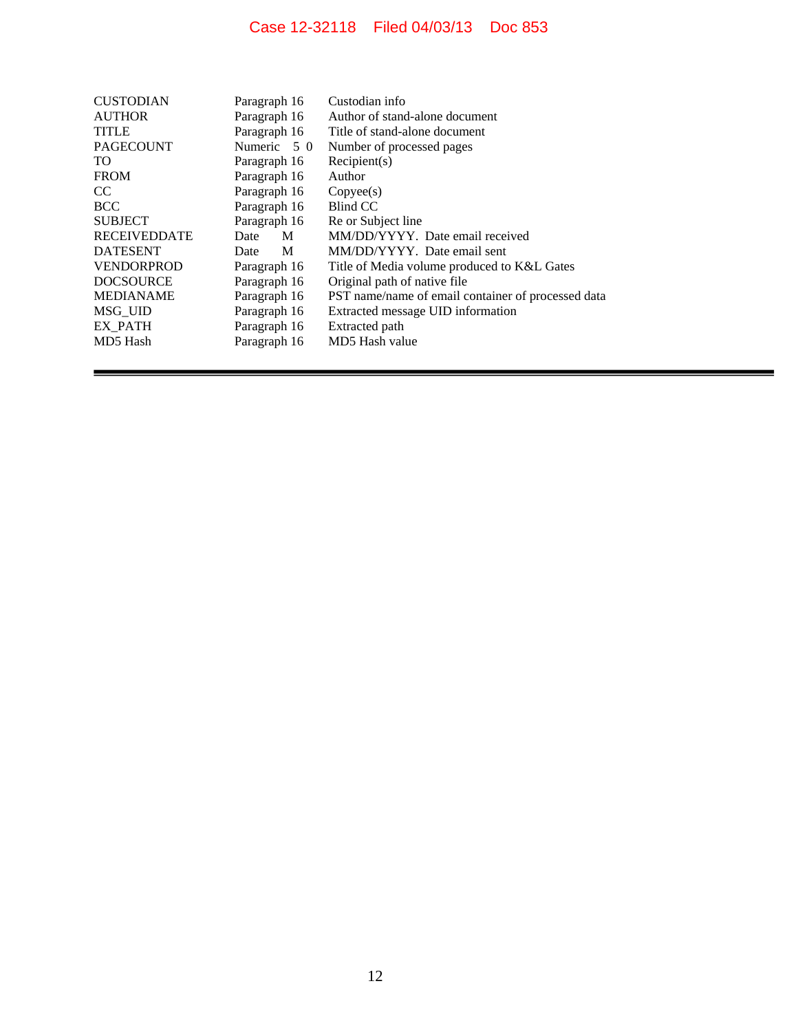| CUSTODIAN | Paragraph 16 | Custodian info |
|---|---|---|
| AUTHOR | Paragraph 16 | Author of stand-alone document |
| TITLE | Paragraph 16 | Title of stand-alone document |
| PAGECOUNT | Numeric 5 0 | Number of processed pages |
| TO | Paragraph 16 | Recipient(s) |
| FROM | Paragraph 16 | Author |
| CC | Paragraph 16 | Copyee(s) |
| BCC | Paragraph 16 | Blind CC |
| SUBJECT | Paragraph 16 | Re or Subject line |
| RECEIVEDDATE | Date M | MM/DD/YYYY. Date email received |
| DATESENT | Date M | MM/DD/YYYY. Date email sent |
| VENDORPROD | Paragraph 16 | Title of Media volume produced to K&L Gates |
| DOCSOURCE | Paragraph 16 | Original path of native file |
| MEDIANAME | Paragraph 16 | PST name/name of email container of processed data |
| MSG_UID | Paragraph 16 | Extracted message UID information |
| EX_PATH | Paragraph 16 | Extracted path |
| MD5 Hash | Paragraph 16 | MD5 Hash value |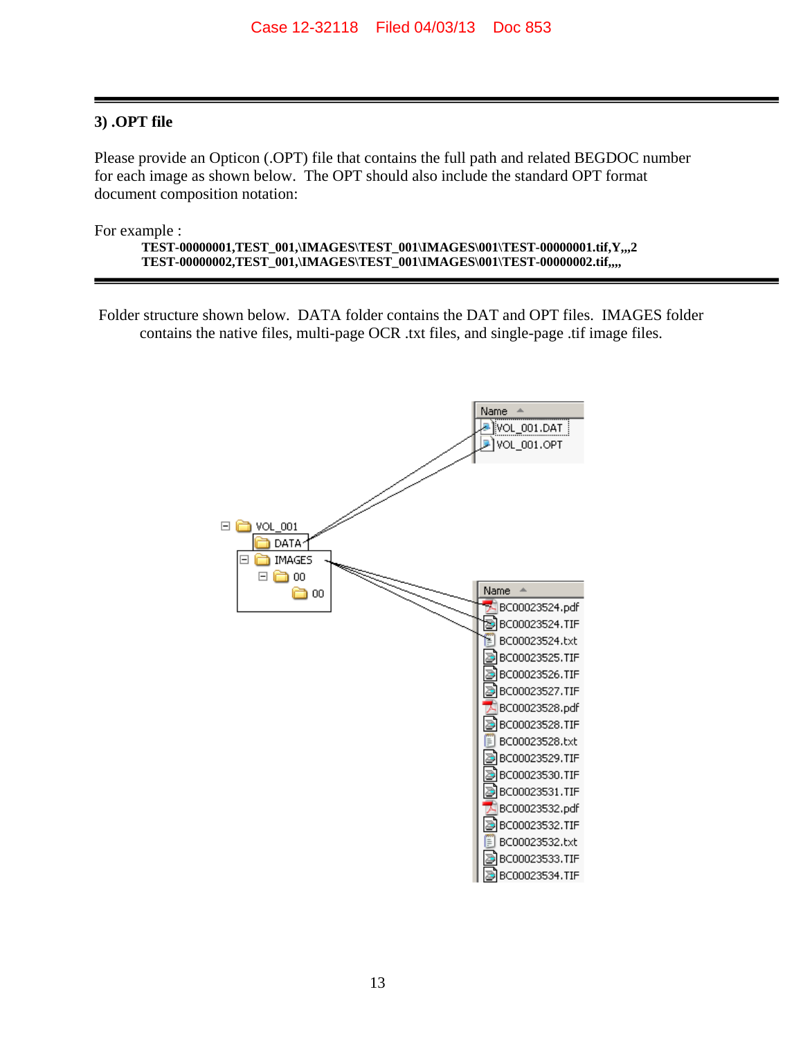## 3) .OPT file

Please provide an Opticon (.OPT) file that contains the full path and related BEGDOC number for each image as shown below. The OPT should also include the standard OPT format document composition notation:

For example :

**TEST-00000001,TEST_001,\IMAGES\TEST_001\IMAGES\001\TEST-00000001.tif,Y,,,2**
**TEST-00000002,TEST_001,\IMAGES\TEST_001\IMAGES\001\TEST-00000002.tif,,,,**

Folder structure shown below. DATA folder contains the DAT and OPT files. IMAGES folder contains the native files, multi-page OCR .txt files, and single-page .tif image files.

```
VOL_001
  DATA
  IMAGES
    00
      00
```

| Name |
|---|
| VOL_001.DAT |
| VOL_001.OPT |

| Name |
|---|
| BC00023524.pdf |
| BC00023524.TIF |
| BC00023524.txt |
| BC00023525.TIF |
| BC00023526.TIF |
| BC00023527.TIF |
| BC00023528.pdf |
| BC00023528.TIF |
| BC00023528.txt |
| BC00023529.TIF |
| BC00023530.TIF |
| BC00023531.TIF |
| BC00023532.pdf |
| BC00023532.TIF |
| BC00023532.txt |
| BC00023533.TIF |
| BC00023534.TIF |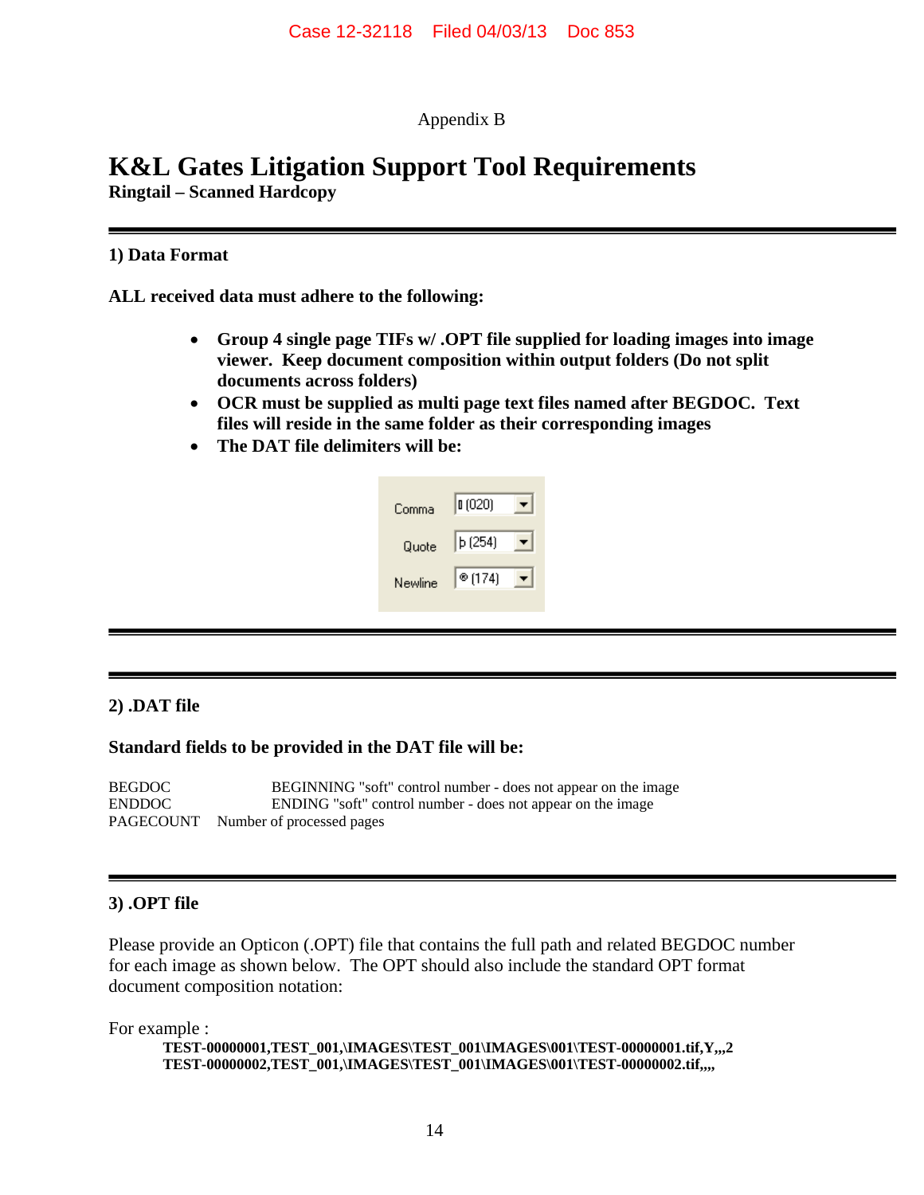Appendix B

# K&L Gates Litigation Support Tool Requirements

**Ringtail – Scanned Hardcopy**

---

## 1) Data Format

**ALL received data must adhere to the following:**

- **Group 4 single page TIFs w/ .OPT file supplied for loading images into image viewer. Keep document composition within output folders (Do not split documents across folders)**
- **OCR must be supplied as multi page text files named after BEGDOC. Text files will reside in the same folder as their corresponding images**
- **The DAT file delimiters will be:**

| | |
|---|---|
| Comma | (020) |
| Quote | þ (254) |
| Newline | ® (174) |

---

## 2) .DAT file

**Standard fields to be provided in the DAT file will be:**

| | |
|---|---|
| BEGDOC | BEGINNING "soft" control number - does not appear on the image |
| ENDDOC | ENDING "soft" control number - does not appear on the image |
| PAGECOUNT | Number of processed pages |

---

## 3) .OPT file

Please provide an Opticon (.OPT) file that contains the full path and related BEGDOC number for each image as shown below. The OPT should also include the standard OPT format document composition notation:

For example :

```
TEST-00000001,TEST_001,\IMAGES\TEST_001\IMAGES\001\TEST-00000001.tif,Y,,,2
TEST-00000002,TEST_001,\IMAGES\TEST_001\IMAGES\001\TEST-00000002.tif,,,,
```